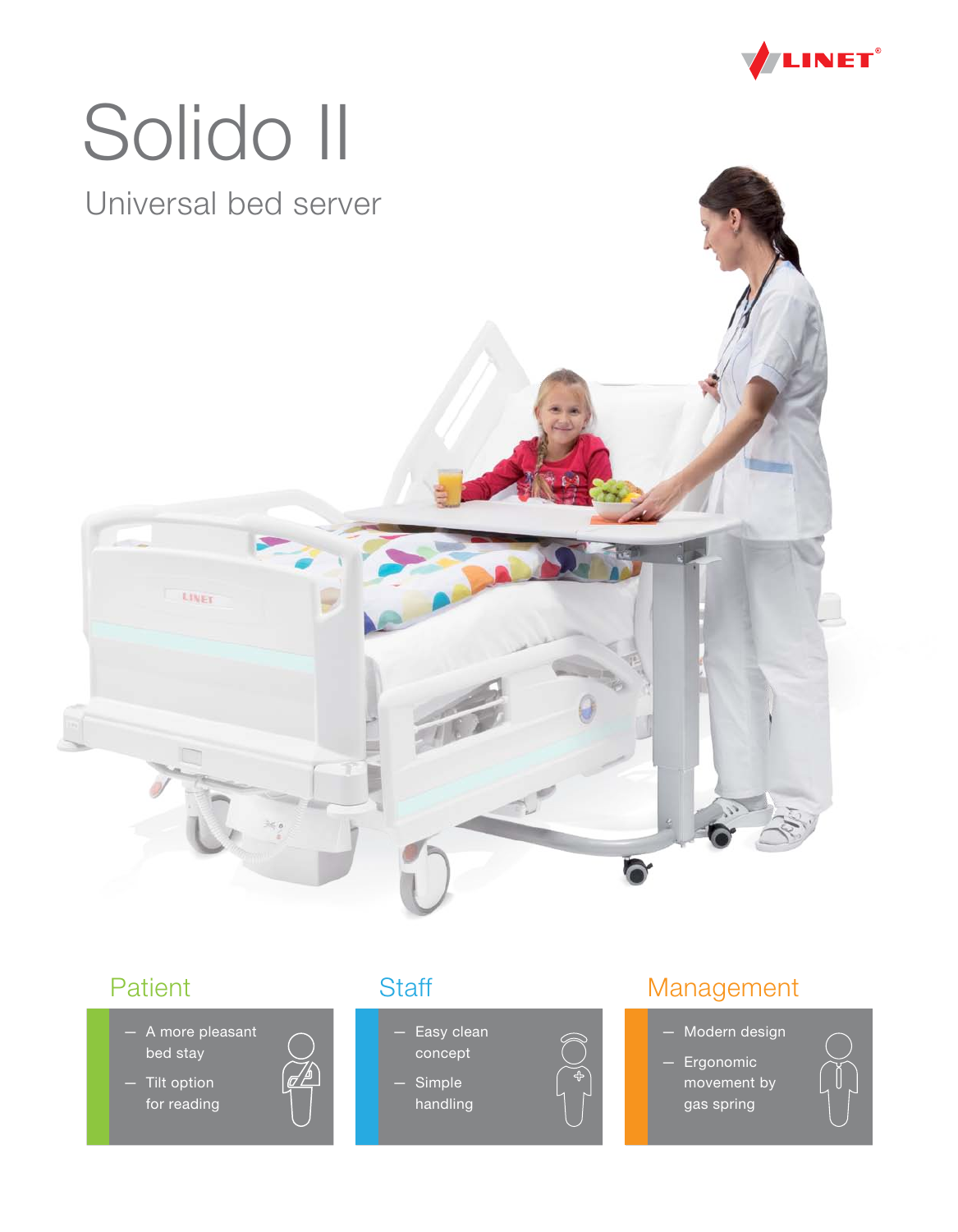# Solido II

## Universal bed server

### Patient

- A more pleasant bed stay
- Tilt option for reading

### Staff

- Easy clean concept
- Simple handling

### Management

- Modern design
- Ergonomic movement by gas spring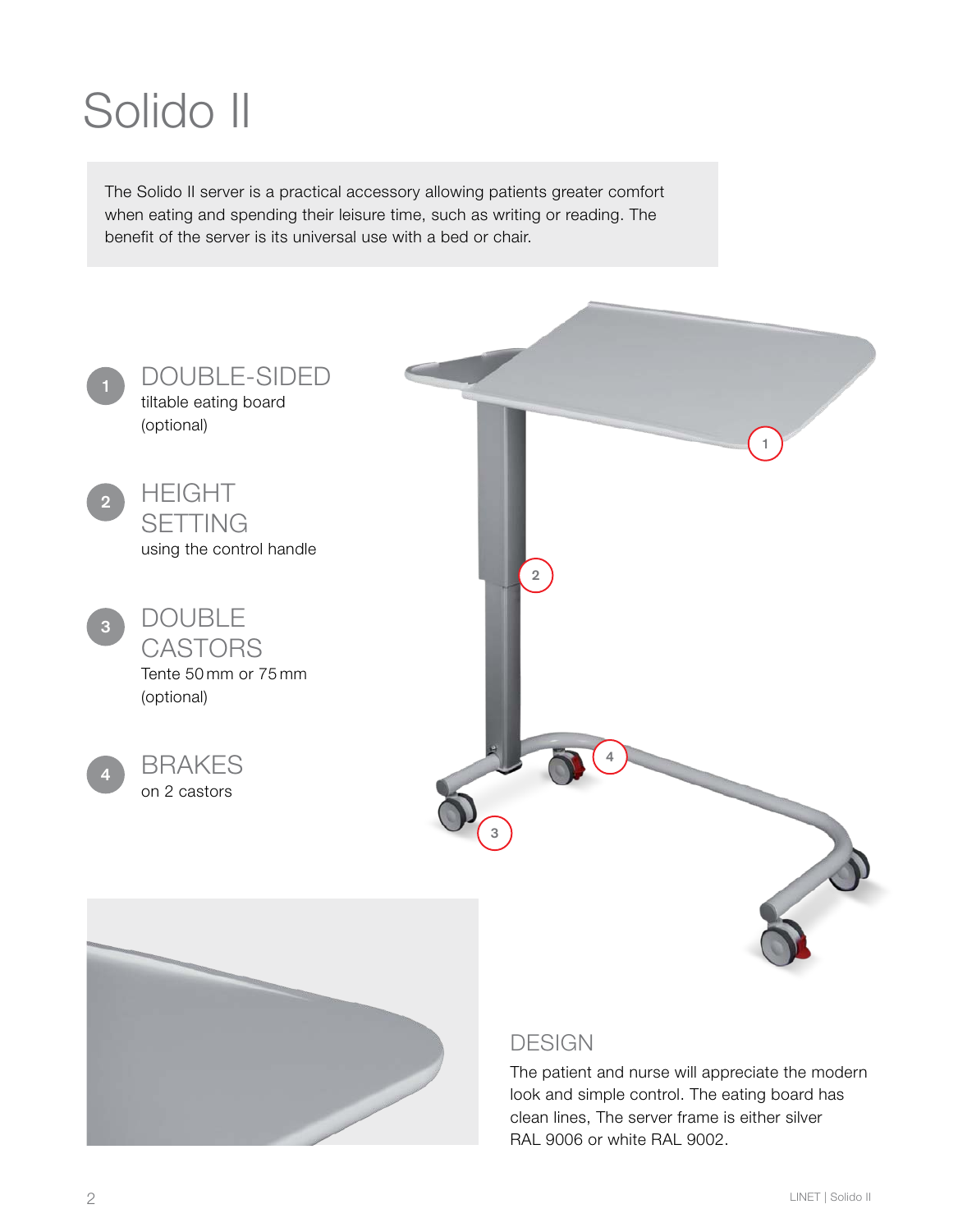# Solido II

The Solido II server is a practical accessory allowing patients greater comfort when eating and spending their leisure time, such as writing or reading. The benefit of the server is its universal use with a bed or chair.

1. **DOUBLE-SIDED**
   tiltable eating board
   (optional)

2. **HEIGHT SETTING**
   using the control handle

3. **DOUBLE CASTORS**
   Tente 50 mm or 75 mm
   (optional)

4. **BRAKES**
   on 2 castors

## DESIGN

The patient and nurse will appreciate the modern look and simple control. The eating board has clean lines, The server frame is either silver RAL 9006 or white RAL 9002.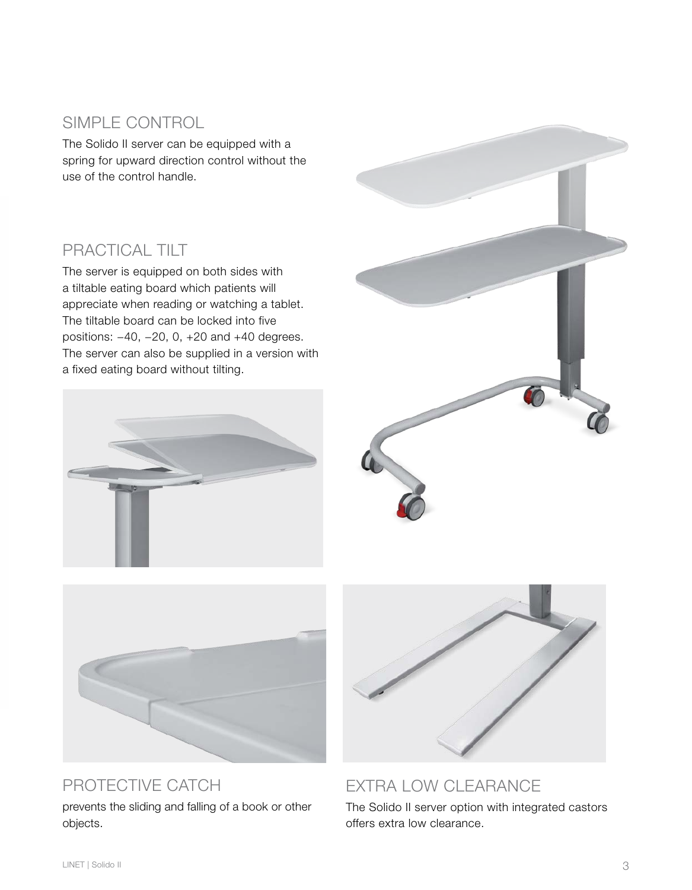## SIMPLE CONTROL

The Solido II server can be equipped with a spring for upward direction control without the use of the control handle.

## PRACTICAL TILT

The server is equipped on both sides with a tiltable eating board which patients will appreciate when reading or watching a tablet. The tiltable board can be locked into five positions: −40, −20, 0, +20 and +40 degrees. The server can also be supplied in a version with a fixed eating board without tilting.

## PROTECTIVE CATCH

prevents the sliding and falling of a book or other objects.

## EXTRA LOW CLEARANCE

The Solido II server option with integrated castors offers extra low clearance.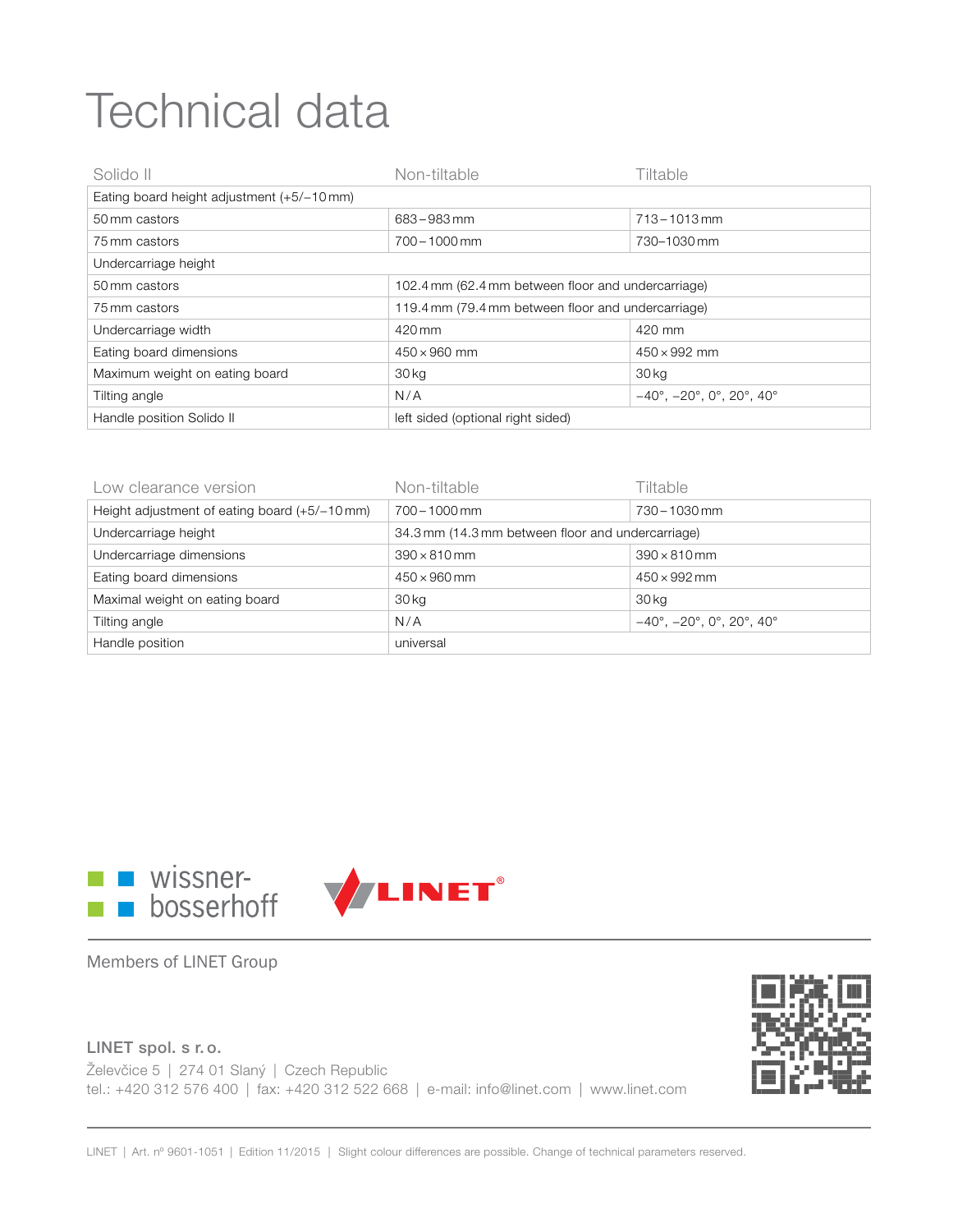# Technical data

| Solido II | Non-tiltable | Tiltable |
|---|---|---|
| Eating board height adjustment (+5/−10 mm) | | |
| 50 mm castors | 683 – 983 mm | 713 – 1013 mm |
| 75 mm castors | 700 – 1000 mm | 730–1030 mm |
| Undercarriage height | | |
| 50 mm castors | 102.4 mm (62.4 mm between floor and undercarriage) | |
| 75 mm castors | 119.4 mm (79.4 mm between floor and undercarriage) | |
| Undercarriage width | 420 mm | 420 mm |
| Eating board dimensions | 450 × 960 mm | 450 × 992 mm |
| Maximum weight on eating board | 30 kg | 30 kg |
| Tilting angle | N/A | −40°, −20°, 0°, 20°, 40° |
| Handle position Solido II | left sided (optional right sided) | |

| Low clearance version | Non-tiltable | Tiltable |
|---|---|---|
| Height adjustment of eating board (+5/−10 mm) | 700 – 1000 mm | 730 – 1030 mm |
| Undercarriage height | 34.3 mm (14.3 mm between floor and undercarriage) | |
| Undercarriage dimensions | 390 × 810 mm | 390 × 810 mm |
| Eating board dimensions | 450 × 960 mm | 450 × 992 mm |
| Maximal weight on eating board | 30 kg | 30 kg |
| Tilting angle | N/A | −40°, −20°, 0°, 20°, 40° |
| Handle position | universal | |

wissner-bosserhoff

LINET®

Members of LINET Group

**LINET spol. s r. o.**
Želevčice 5 | 274 01 Slaný | Czech Republic
tel.: +420 312 576 400 | fax: +420 312 522 668 | e-mail: info@linet.com | www.linet.com

LINET | Art. nº 9601-1051 | Edition 11/2015 | Slight colour differences are possible. Change of technical parameters reserved.